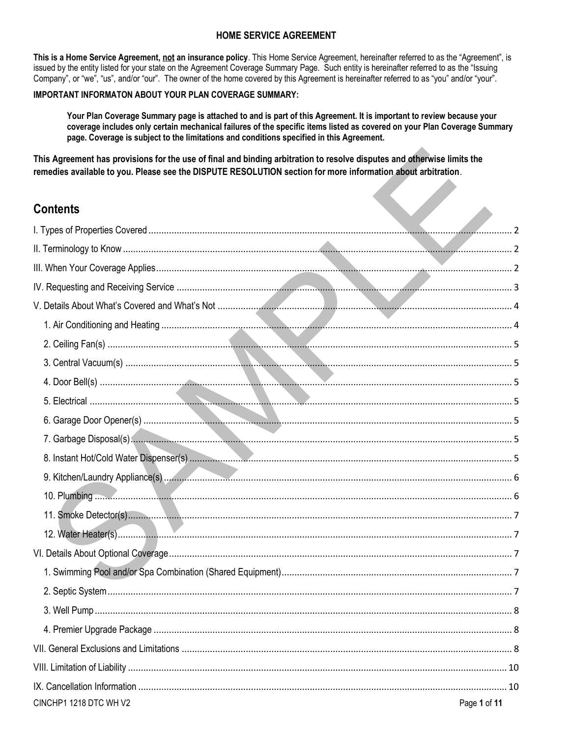# HOME SERVICE AGREEMENT

**This is a Home Service Agreement, not an insurance policy**. This Home Service Agreement, hereinafter referred to as the "Agreement", is issued by the entity listed for your state on the Agreement Coverage Summary Page. Such entity is hereinafter referred to as the "Issuing Company", or "we", "us", and/or "our". The owner of the home covered by this Agreement is hereinafter referred to as "you" and/or "your".

**IMPORTANT INFORMATON ABOUT YOUR PLAN COVERAGE SUMMARY:**

> **Your Plan Coverage Summary page is attached to and is part of this Agreement. It is important to review because your coverage includes only certain mechanical failures of the specific items listed as covered on your Plan Coverage Summary page. Coverage is subject to the limitations and conditions specified in this Agreement.**

**This Agreement has provisions for the use of final and binding arbitration to resolve disputes and otherwise limits the remedies available to you. Please see the DISPUTE RESOLUTION section for more information about arbitration**.

## Contents

- I. Types of Properties Covered ..... 2
- II. Terminology to Know ..... 2
- III. When Your Coverage Applies ..... 2
- IV. Requesting and Receiving Service ..... 3
- V. Details About What's Covered and What's Not ..... 4
  - 1. Air Conditioning and Heating ..... 4
  - 2. Ceiling Fan(s) ..... 5
  - 3. Central Vacuum(s) ..... 5
  - 4. Door Bell(s) ..... 5
  - 5. Electrical ..... 5
  - 6. Garage Door Opener(s) ..... 5
  - 7. Garbage Disposal(s) ..... 5
  - 8. Instant Hot/Cold Water Dispenser(s) ..... 5
  - 9. Kitchen/Laundry Appliance(s) ..... 6
  - 10. Plumbing ..... 6
  - 11. Smoke Detector(s) ..... 7
  - 12. Water Heater(s) ..... 7
- VI. Details About Optional Coverage ..... 7
  - 1. Swimming Pool and/or Spa Combination (Shared Equipment) ..... 7
  - 2. Septic System ..... 7
  - 3. Well Pump ..... 8
  - 4. Premier Upgrade Package ..... 8
- VII. General Exclusions and Limitations ..... 8
- VIII. Limitation of Liability ..... 10
- IX. Cancellation Information ..... 10

CINCHP1 1218 DTC WH V2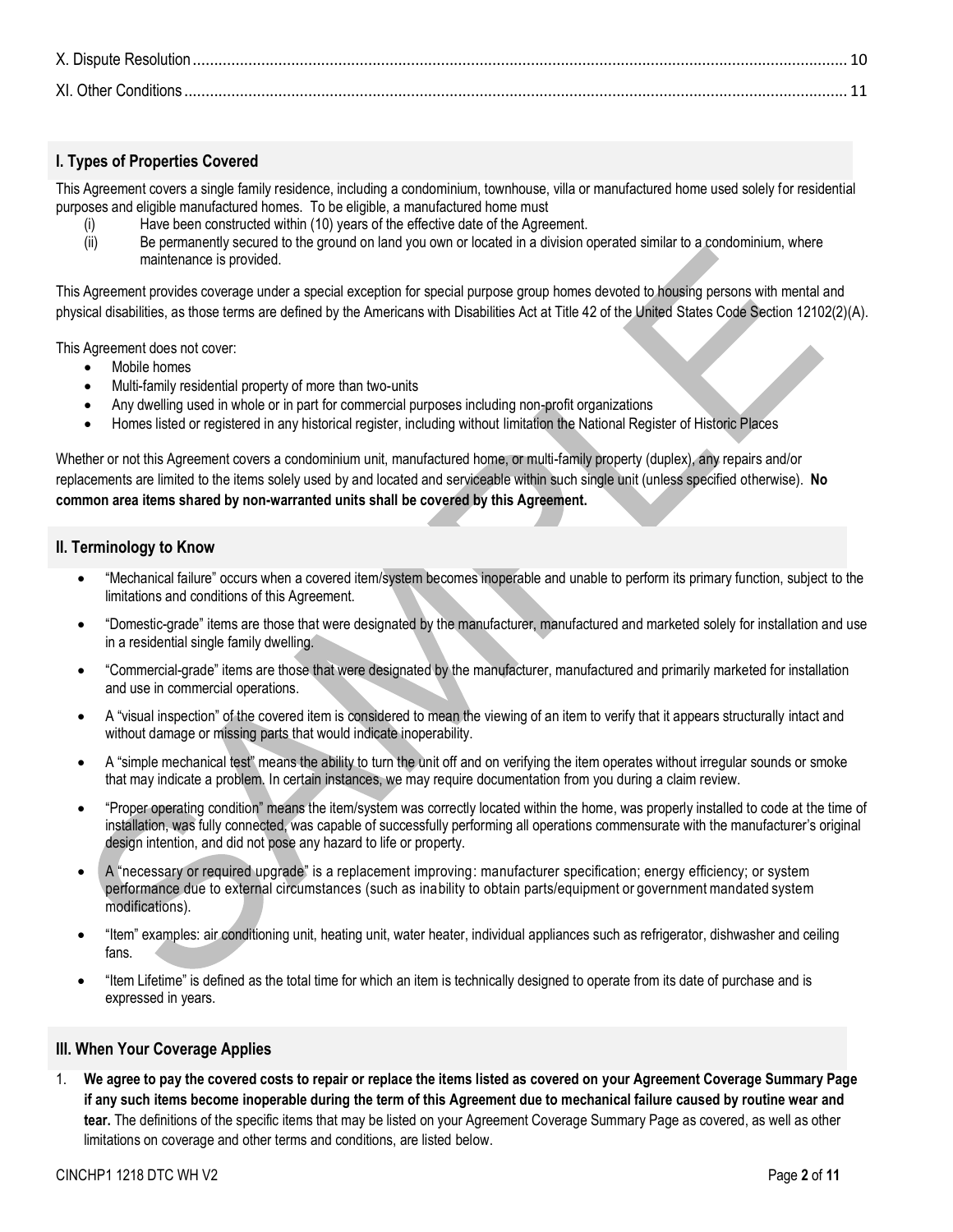X. Dispute Resolution ........................................................................................................................................................ 10

XI. Other Conditions ........................................................................................................................................................ 11

## I. Types of Properties Covered

This Agreement covers a single family residence, including a condominium, townhouse, villa or manufactured home used solely for residential purposes and eligible manufactured homes. To be eligible, a manufactured home must

(i) Have been constructed within (10) years of the effective date of the Agreement.

(ii) Be permanently secured to the ground on land you own or located in a division operated similar to a condominium, where maintenance is provided.

This Agreement provides coverage under a special exception for special purpose group homes devoted to housing persons with mental and physical disabilities, as those terms are defined by the Americans with Disabilities Act at Title 42 of the United States Code Section 12102(2)(A).

This Agreement does not cover:

- Mobile homes
- Multi-family residential property of more than two-units
- Any dwelling used in whole or in part for commercial purposes including non-profit organizations
- Homes listed or registered in any historical register, including without limitation the National Register of Historic Places

Whether or not this Agreement covers a condominium unit, manufactured home, or multi-family property (duplex), any repairs and/or replacements are limited to the items solely used by and located and serviceable within such single unit (unless specified otherwise). **No common area items shared by non-warranted units shall be covered by this Agreement.**

## II. Terminology to Know

- "Mechanical failure" occurs when a covered item/system becomes inoperable and unable to perform its primary function, subject to the limitations and conditions of this Agreement.
- "Domestic-grade" items are those that were designated by the manufacturer, manufactured and marketed solely for installation and use in a residential single family dwelling.
- "Commercial-grade" items are those that were designated by the manufacturer, manufactured and primarily marketed for installation and use in commercial operations.
- A "visual inspection" of the covered item is considered to mean the viewing of an item to verify that it appears structurally intact and without damage or missing parts that would indicate inoperability.
- A "simple mechanical test" means the ability to turn the unit off and on verifying the item operates without irregular sounds or smoke that may indicate a problem. In certain instances, we may require documentation from you during a claim review.
- "Proper operating condition" means the item/system was correctly located within the home, was properly installed to code at the time of installation, was fully connected, was capable of successfully performing all operations commensurate with the manufacturer's original design intention, and did not pose any hazard to life or property.
- A "necessary or required upgrade" is a replacement improving: manufacturer specification; energy efficiency; or system performance due to external circumstances (such as inability to obtain parts/equipment or government mandated system modifications).
- "Item" examples: air conditioning unit, heating unit, water heater, individual appliances such as refrigerator, dishwasher and ceiling fans.
- "Item Lifetime" is defined as the total time for which an item is technically designed to operate from its date of purchase and is expressed in years.

## III. When Your Coverage Applies

1. **We agree to pay the covered costs to repair or replace the items listed as covered on your Agreement Coverage Summary Page if any such items become inoperable during the term of this Agreement due to mechanical failure caused by routine wear and tear.** The definitions of the specific items that may be listed on your Agreement Coverage Summary Page as covered, as well as other limitations on coverage and other terms and conditions, are listed below.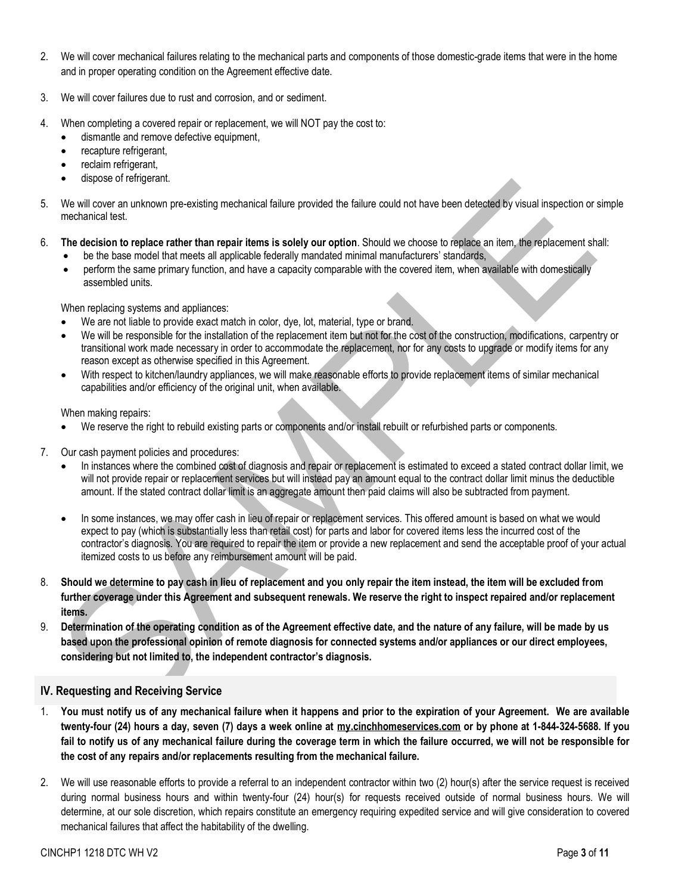2. We will cover mechanical failures relating to the mechanical parts and components of those domestic-grade items that were in the home and in proper operating condition on the Agreement effective date.

3. We will cover failures due to rust and corrosion, and or sediment.

4. When completing a covered repair or replacement, we will NOT pay the cost to:
   - dismantle and remove defective equipment,
   - recapture refrigerant,
   - reclaim refrigerant,
   - dispose of refrigerant.

5. We will cover an unknown pre-existing mechanical failure provided the failure could not have been detected by visual inspection or simple mechanical test.

6. **The decision to replace rather than repair items is solely our option**. Should we choose to replace an item, the replacement shall:
   - be the base model that meets all applicable federally mandated minimal manufacturers' standards,
   - perform the same primary function, and have a capacity comparable with the covered item, when available with domestically assembled units.

   When replacing systems and appliances:
   - We are not liable to provide exact match in color, dye, lot, material, type or brand.
   - We will be responsible for the installation of the replacement item but not for the cost of the construction, modifications, carpentry or transitional work made necessary in order to accommodate the replacement, nor for any costs to upgrade or modify items for any reason except as otherwise specified in this Agreement.
   - With respect to kitchen/laundry appliances, we will make reasonable efforts to provide replacement items of similar mechanical capabilities and/or efficiency of the original unit, when available.

   When making repairs:
   - We reserve the right to rebuild existing parts or components and/or install rebuilt or refurbished parts or components.

7. Our cash payment policies and procedures:
   - In instances where the combined cost of diagnosis and repair or replacement is estimated to exceed a stated contract dollar limit, we will not provide repair or replacement services but will instead pay an amount equal to the contract dollar limit minus the deductible amount. If the stated contract dollar limit is an aggregate amount then paid claims will also be subtracted from payment.
   - In some instances, we may offer cash in lieu of repair or replacement services. This offered amount is based on what we would expect to pay (which is substantially less than retail cost) for parts and labor for covered items less the incurred cost of the contractor's diagnosis. You are required to repair the item or provide a new replacement and send the acceptable proof of your actual itemized costs to us before any reimbursement amount will be paid.

8. **Should we determine to pay cash in lieu of replacement and you only repair the item instead, the item will be excluded from further coverage under this Agreement and subsequent renewals. We reserve the right to inspect repaired and/or replacement items.**

9. **Determination of the operating condition as of the Agreement effective date, and the nature of any failure, will be made by us based upon the professional opinion of remote diagnosis for connected systems and/or appliances or our direct employees, considering but not limited to, the independent contractor's diagnosis.**

## IV. Requesting and Receiving Service

1. **You must notify us of any mechanical failure when it happens and prior to the expiration of your Agreement. We are available twenty-four (24) hours a day, seven (7) days a week online at my.cinchhomeservices.com or by phone at 1-844-324-5688. If you fail to notify us of any mechanical failure during the coverage term in which the failure occurred, we will not be responsible for the cost of any repairs and/or replacements resulting from the mechanical failure.**

2. We will use reasonable efforts to provide a referral to an independent contractor within two (2) hour(s) after the service request is received during normal business hours and within twenty-four (24) hour(s) for requests received outside of normal business hours. We will determine, at our sole discretion, which repairs constitute an emergency requiring expedited service and will give consideration to covered mechanical failures that affect the habitability of the dwelling.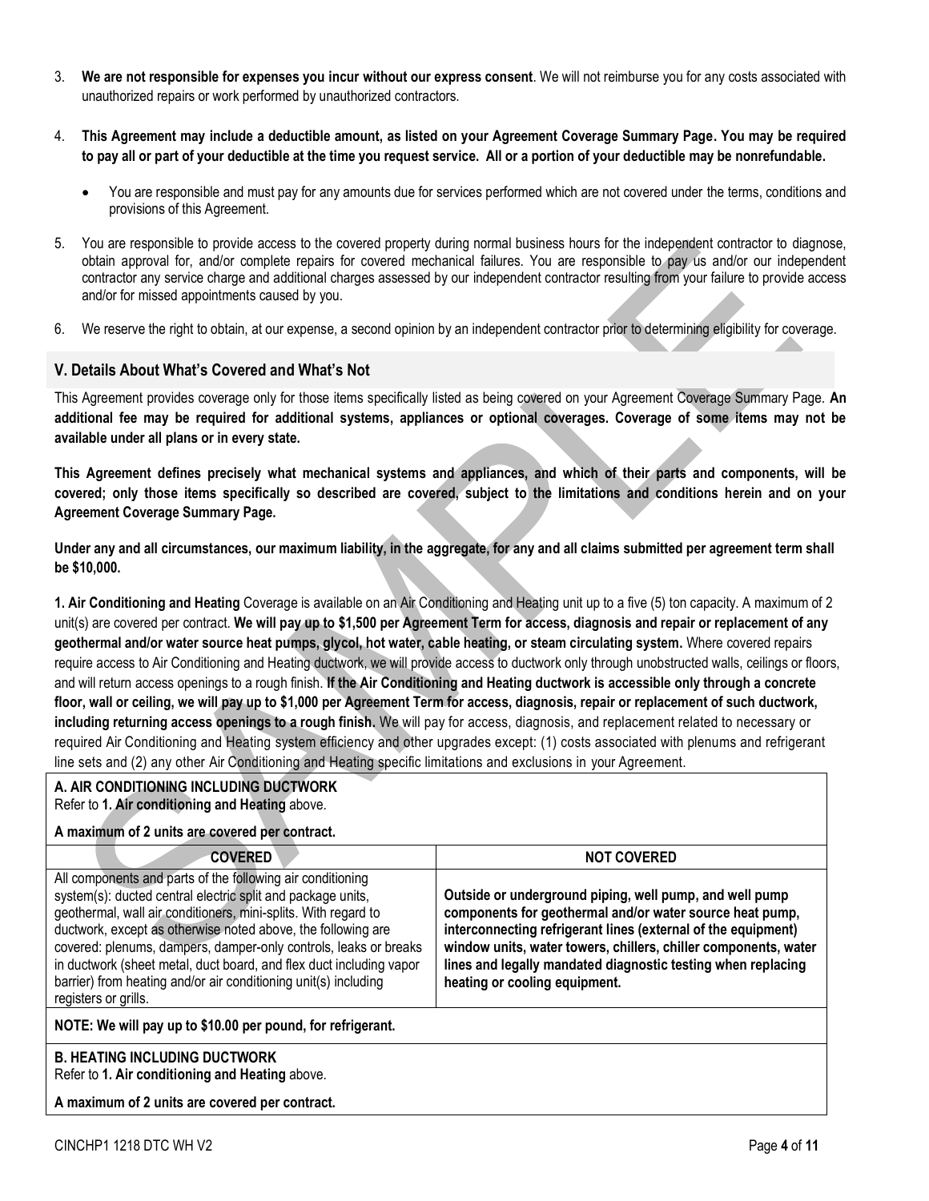3. **We are not responsible for expenses you incur without our express consent**. We will not reimburse you for any costs associated with unauthorized repairs or work performed by unauthorized contractors.

4. **This Agreement may include a deductible amount, as listed on your Agreement Coverage Summary Page. You may be required to pay all or part of your deductible at the time you request service. All or a portion of your deductible may be nonrefundable.**

   - You are responsible and must pay for any amounts due for services performed which are not covered under the terms, conditions and provisions of this Agreement.

5. You are responsible to provide access to the covered property during normal business hours for the independent contractor to diagnose, obtain approval for, and/or complete repairs for covered mechanical failures. You are responsible to pay us and/or our independent contractor any service charge and additional charges assessed by our independent contractor resulting from your failure to provide access and/or for missed appointments caused by you.

6. We reserve the right to obtain, at our expense, a second opinion by an independent contractor prior to determining eligibility for coverage.

## V. Details About What's Covered and What's Not

This Agreement provides coverage only for those items specifically listed as being covered on your Agreement Coverage Summary Page. **An additional fee may be required for additional systems, appliances or optional coverages. Coverage of some items may not be available under all plans or in every state.**

**This Agreement defines precisely what mechanical systems and appliances, and which of their parts and components, will be covered; only those items specifically so described are covered, subject to the limitations and conditions herein and on your Agreement Coverage Summary Page.**

**Under any and all circumstances, our maximum liability, in the aggregate, for any and all claims submitted per agreement term shall be $10,000.**

**1. Air Conditioning and Heating** Coverage is available on an Air Conditioning and Heating unit up to a five (5) ton capacity. A maximum of 2 unit(s) are covered per contract. **We will pay up to $1,500 per Agreement Term for access, diagnosis and repair or replacement of any geothermal and/or water source heat pumps, glycol, hot water, cable heating, or steam circulating system.** Where covered repairs require access to Air Conditioning and Heating ductwork, we will provide access to ductwork only through unobstructed walls, ceilings or floors, and will return access openings to a rough finish. **If the Air Conditioning and Heating ductwork is accessible only through a concrete floor, wall or ceiling, we will pay up to $1,000 per Agreement Term for access, diagnosis, repair or replacement of such ductwork, including returning access openings to a rough finish.** We will pay for access, diagnosis, and replacement related to necessary or required Air Conditioning and Heating system efficiency and other upgrades except: (1) costs associated with plenums and refrigerant line sets and (2) any other Air Conditioning and Heating specific limitations and exclusions in your Agreement.

**A. AIR CONDITIONING INCLUDING DUCTWORK**
Refer to **1. Air conditioning and Heating** above.

**A maximum of 2 units are covered per contract.**

| COVERED | NOT COVERED |
|---|---|
| All components and parts of the following air conditioning system(s): ducted central electric split and package units, geothermal, wall air conditioners, mini-splits. With regard to ductwork, except as otherwise noted above, the following are covered: plenums, dampers, damper-only controls, leaks or breaks in ductwork (sheet metal, duct board, and flex duct including vapor barrier) from heating and/or air conditioning unit(s) including registers or grills. | **Outside or underground piping, well pump, and well pump components for geothermal and/or water source heat pump, interconnecting refrigerant lines (external of the equipment) window units, water towers, chillers, chiller components, water lines and legally mandated diagnostic testing when replacing heating or cooling equipment.** |

**NOTE: We will pay up to $10.00 per pound, for refrigerant.**

**B. HEATING INCLUDING DUCTWORK**
Refer to **1. Air conditioning and Heating** above.

**A maximum of 2 units are covered per contract.**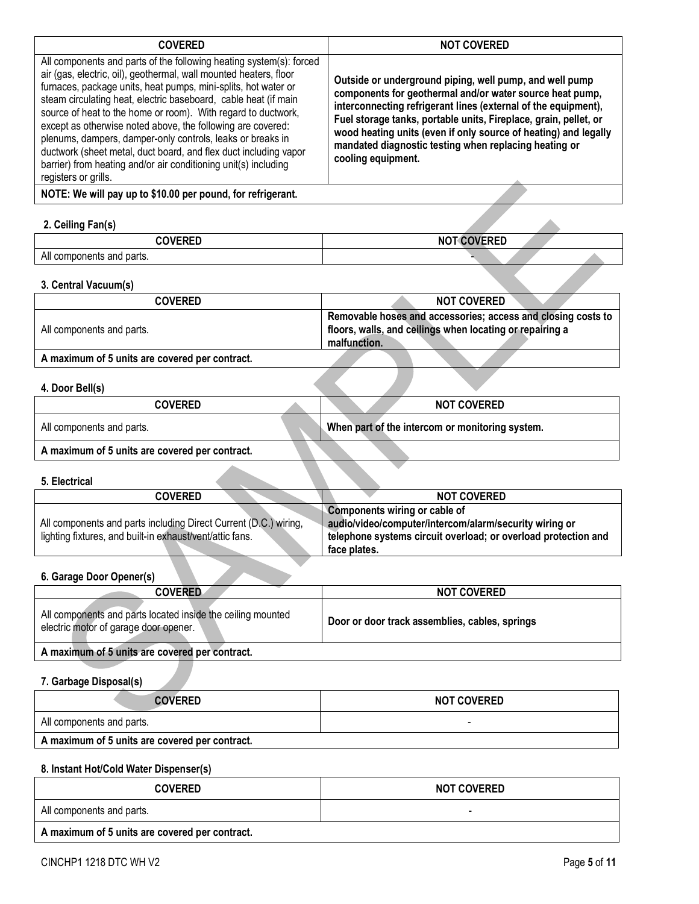| COVERED | NOT COVERED |
|---|---|
| All components and parts of the following heating system(s): forced air (gas, electric, oil), geothermal, wall mounted heaters, floor furnaces, package units, heat pumps, mini-splits, hot water or steam circulating heat, electric baseboard, cable heat (if main source of heat to the home or room). With regard to ductwork, except as otherwise noted above, the following are covered: plenums, dampers, damper-only controls, leaks or breaks in ductwork (sheet metal, duct board, and flex duct including vapor barrier) from heating and/or air conditioning unit(s) including registers or grills. | **Outside or underground piping, well pump, and well pump components for geothermal and/or water source heat pump, interconnecting refrigerant lines (external of the equipment), Fuel storage tanks, portable units, Fireplace, grain, pellet, or wood heating units (even if only source of heating) and legally mandated diagnostic testing when replacing heating or cooling equipment.** |
| **NOTE: We will pay up to $10.00 per pound, for refrigerant.** | |

### 2. Ceiling Fan(s)

| COVERED | NOT COVERED |
|---|---|
| All components and parts. | - |

### 3. Central Vacuum(s)

| COVERED | NOT COVERED |
|---|---|
| All components and parts. | **Removable hoses and accessories; access and closing costs to floors, walls, and ceilings when locating or repairing a malfunction.** |
| **A maximum of 5 units are covered per contract.** | |

### 4. Door Bell(s)

| COVERED | NOT COVERED |
|---|---|
| All components and parts. | **When part of the intercom or monitoring system.** |
| **A maximum of 5 units are covered per contract.** | |

### 5. Electrical

| COVERED | NOT COVERED |
|---|---|
| All components and parts including Direct Current (D.C.) wiring, lighting fixtures, and built-in exhaust/vent/attic fans. | **Components wiring or cable of audio/video/computer/intercom/alarm/security wiring or telephone systems circuit overload; or overload protection and face plates.** |

### 6. Garage Door Opener(s)

| COVERED | NOT COVERED |
|---|---|
| All components and parts located inside the ceiling mounted electric motor of garage door opener. | **Door or door track assemblies, cables, springs** |
| **A maximum of 5 units are covered per contract.** | |

### 7. Garbage Disposal(s)

| COVERED | NOT COVERED |
|---|---|
| All components and parts. | - |
| **A maximum of 5 units are covered per contract.** | |

### 8. Instant Hot/Cold Water Dispenser(s)

| COVERED | NOT COVERED |
|---|---|
| All components and parts. | - |
| **A maximum of 5 units are covered per contract.** | |

CINCHP1 1218 DTC WH V2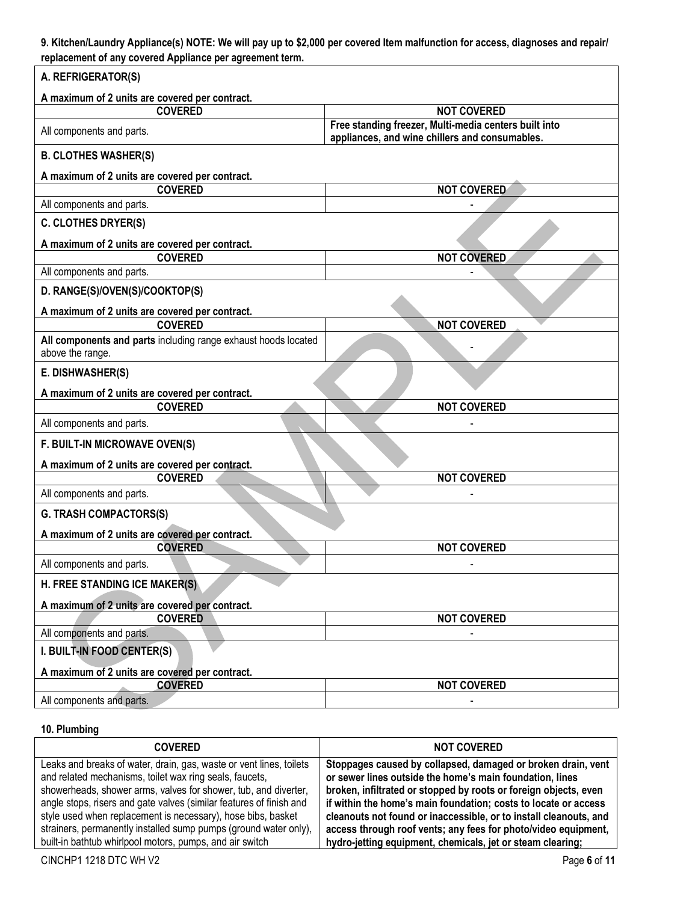**9. Kitchen/Laundry Appliance(s) NOTE: We will pay up to $2,000 per covered Item malfunction for access, diagnoses and repair/ replacement of any covered Appliance per agreement term.**

**A. REFRIGERATOR(S)**

**A maximum of 2 units are covered per contract.**

| COVERED | NOT COVERED |
|---|---|
| All components and parts. | **Free standing freezer, Multi-media centers built into appliances, and wine chillers and consumables.** |

**B. CLOTHES WASHER(S)**

**A maximum of 2 units are covered per contract.**

| COVERED | NOT COVERED |
|---|---|
| All components and parts. | - |

**C. CLOTHES DRYER(S)**

**A maximum of 2 units are covered per contract.**

| COVERED | NOT COVERED |
|---|---|
| All components and parts. | - |

**D. RANGE(S)/OVEN(S)/COOKTOP(S)**

**A maximum of 2 units are covered per contract.**

| COVERED | NOT COVERED |
|---|---|
| **All components and parts** including range exhaust hoods located above the range. | - |

**E. DISHWASHER(S)**

**A maximum of 2 units are covered per contract.**

| COVERED | NOT COVERED |
|---|---|
| All components and parts. | - |

**F. BUILT-IN MICROWAVE OVEN(S)**

**A maximum of 2 units are covered per contract.**

| COVERED | NOT COVERED |
|---|---|
| All components and parts. | - |

**G. TRASH COMPACTORS(S)**

**A maximum of 2 units are covered per contract.**

| COVERED | NOT COVERED |
|---|---|
| All components and parts. | - |

**H. FREE STANDING ICE MAKER(S)**

**A maximum of 2 units are covered per contract.**

| COVERED | NOT COVERED |
|---|---|
| All components and parts. | - |

**I. BUILT-IN FOOD CENTER(S)**

**A maximum of 2 units are covered per contract.**

| COVERED | NOT COVERED |
|---|---|
| All components and parts. | - |

**10. Plumbing**

| COVERED | NOT COVERED |
|---|---|
| Leaks and breaks of water, drain, gas, waste or vent lines, toilets and related mechanisms, toilet wax ring seals, faucets, showerheads, shower arms, valves for shower, tub, and diverter, angle stops, risers and gate valves (similar features of finish and style used when replacement is necessary), hose bibs, basket strainers, permanently installed sump pumps (ground water only), built-in bathtub whirlpool motors, pumps, and air switch | **Stoppages caused by collapsed, damaged or broken drain, vent or sewer lines outside the home's main foundation, lines broken, infiltrated or stopped by roots or foreign objects, even if within the home's main foundation; costs to locate or access cleanouts not found or inaccessible, or to install cleanouts, and access through roof vents; any fees for photo/video equipment, hydro-jetting equipment, chemicals, jet or steam clearing;** |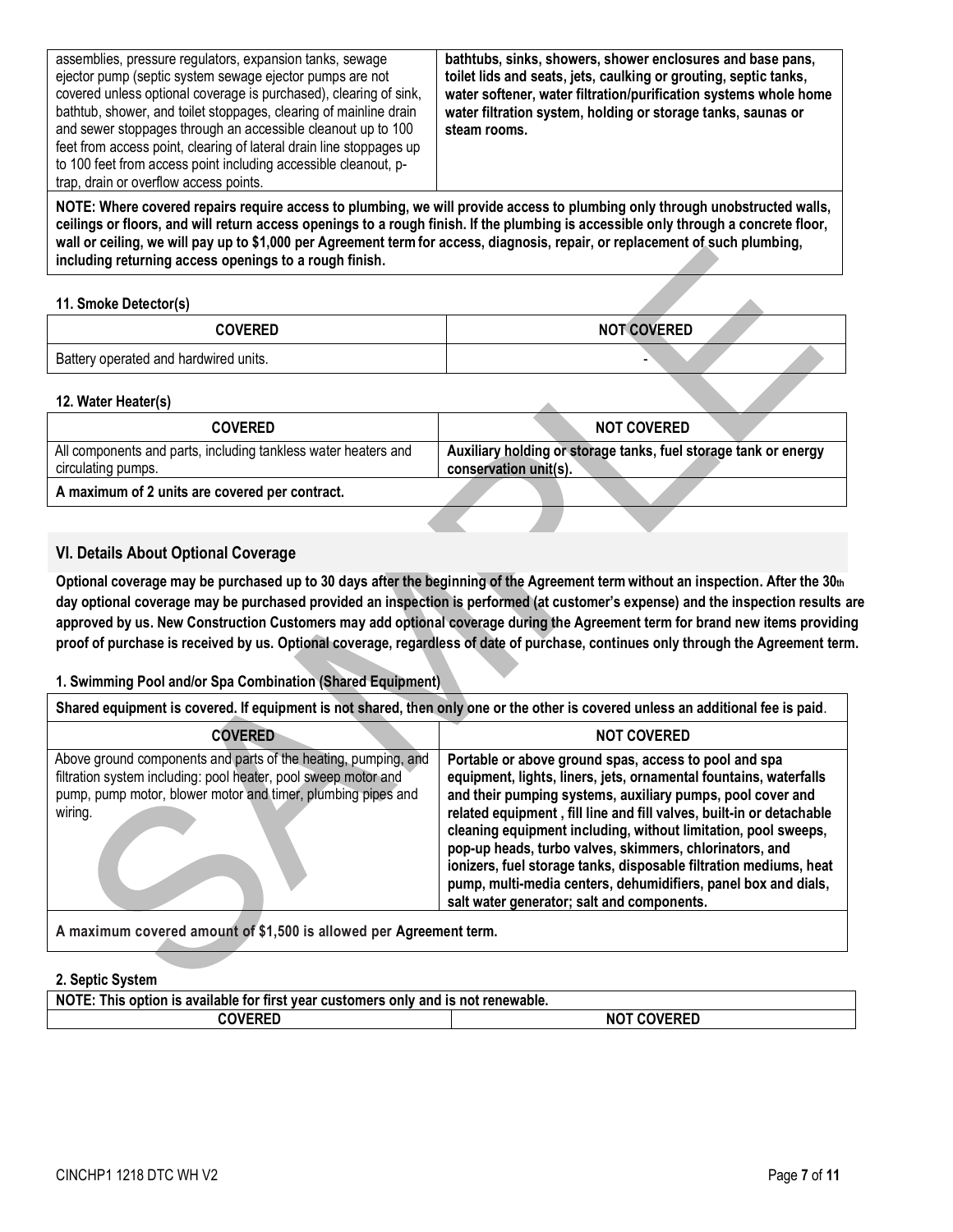| | |
|---|---|
| assemblies, pressure regulators, expansion tanks, sewage ejector pump (septic system sewage ejector pumps are not covered unless optional coverage is purchased), clearing of sink, bathtub, shower, and toilet stoppages, clearing of mainline drain and sewer stoppages through an accessible cleanout up to 100 feet from access point, clearing of lateral drain line stoppages up to 100 feet from access point including accessible cleanout, p-trap, drain or overflow access points. | **bathtubs, sinks, showers, shower enclosures and base pans, toilet lids and seats, jets, caulking or grouting, septic tanks, water softener, water filtration/purification systems whole home water filtration system, holding or storage tanks, saunas or steam rooms.** |

**NOTE: Where covered repairs require access to plumbing, we will provide access to plumbing only through unobstructed walls, ceilings or floors, and will return access openings to a rough finish. If the plumbing is accessible only through a concrete floor, wall or ceiling, we will pay up to $1,000 per Agreement term for access, diagnosis, repair, or replacement of such plumbing, including returning access openings to a rough finish.**

#### 11. Smoke Detector(s)

| COVERED | NOT COVERED |
|---|---|
| Battery operated and hardwired units. | - |

#### 12. Water Heater(s)

| COVERED | NOT COVERED |
|---|---|
| All components and parts, including tankless water heaters and circulating pumps. | **Auxiliary holding or storage tanks, fuel storage tank or energy conservation unit(s).** |
| **A maximum of 2 units are covered per contract.** | |

## VI. Details About Optional Coverage

**Optional coverage may be purchased up to 30 days after the beginning of the Agreement term without an inspection. After the 30th day optional coverage may be purchased provided an inspection is performed (at customer's expense) and the inspection results are approved by us. New Construction Customers may add optional coverage during the Agreement term for brand new items providing proof of purchase is received by us. Optional coverage, regardless of date of purchase, continues only through the Agreement term.**

#### 1. Swimming Pool and/or Spa Combination (Shared Equipment)

**Shared equipment is covered. If equipment is not shared, then only one or the other is covered unless an additional fee is paid**.

| COVERED | NOT COVERED |
|---|---|
| Above ground components and parts of the heating, pumping, and filtration system including: pool heater, pool sweep motor and pump, pump motor, blower motor and timer, plumbing pipes and wiring. | **Portable or above ground spas, access to pool and spa equipment, lights, liners, jets, ornamental fountains, waterfalls and their pumping systems, auxiliary pumps, pool cover and related equipment , fill line and fill valves, built-in or detachable cleaning equipment including, without limitation, pool sweeps, pop-up heads, turbo valves, skimmers, chlorinators, and ionizers, fuel storage tanks, disposable filtration mediums, heat pump, multi-media centers, dehumidifiers, panel box and dials, salt water generator; salt and components.** |
| **A maximum covered amount of $1,500 is allowed per Agreement term.** | |

#### 2. Septic System

**NOTE: This option is available for first year customers only and is not renewable.**

| COVERED | NOT COVERED |
|---|---|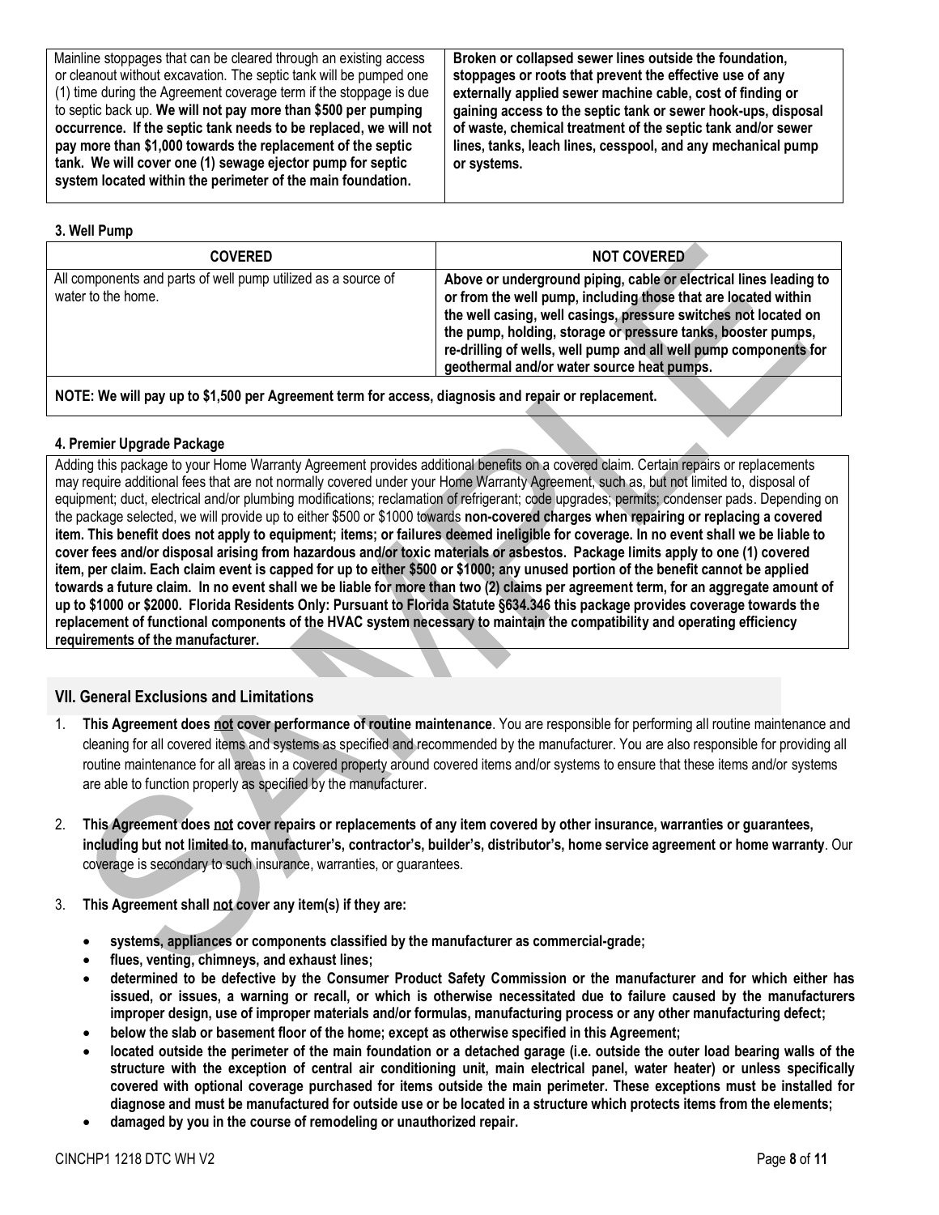| | |
|---|---|
| Mainline stoppages that can be cleared through an existing access or cleanout without excavation. The septic tank will be pumped one (1) time during the Agreement coverage term if the stoppage is due to septic back up. **We will not pay more than $500 per pumping occurrence. If the septic tank needs to be replaced, we will not pay more than $1,000 towards the replacement of the septic tank. We will cover one (1) sewage ejector pump for septic system located within the perimeter of the main foundation.** | **Broken or collapsed sewer lines outside the foundation, stoppages or roots that prevent the effective use of any externally applied sewer machine cable, cost of finding or gaining access to the septic tank or sewer hook-ups, disposal of waste, chemical treatment of the septic tank and/or sewer lines, tanks, leach lines, cesspool, and any mechanical pump or systems.** |

#### 3. Well Pump

| COVERED | NOT COVERED |
|---|---|
| All components and parts of well pump utilized as a source of water to the home. | **Above or underground piping, cable or electrical lines leading to or from the well pump, including those that are located within the well casing, well casings, pressure switches not located on the pump, holding, storage or pressure tanks, booster pumps, re-drilling of wells, well pump and all well pump components for geothermal and/or water source heat pumps.** |
| **NOTE: We will pay up to $1,500 per Agreement term for access, diagnosis and repair or replacement.** | |

#### 4. Premier Upgrade Package

Adding this package to your Home Warranty Agreement provides additional benefits on a covered claim. Certain repairs or replacements may require additional fees that are not normally covered under your Home Warranty Agreement, such as, but not limited to, disposal of equipment; duct, electrical and/or plumbing modifications; reclamation of refrigerant; code upgrades; permits; condenser pads. Depending on the package selected, we will provide up to either $500 or $1000 towards **non-covered charges when repairing or replacing a covered item. This benefit does not apply to equipment; items; or failures deemed ineligible for coverage. In no event shall we be liable to cover fees and/or disposal arising from hazardous and/or toxic materials or asbestos. Package limits apply to one (1) covered item, per claim. Each claim event is capped for up to either $500 or $1000; any unused portion of the benefit cannot be applied towards a future claim. In no event shall we be liable for more than two (2) claims per agreement term, for an aggregate amount of up to $1000 or $2000. Florida Residents Only: Pursuant to Florida Statute §634.346 this package provides coverage towards the replacement of functional components of the HVAC system necessary to maintain the compatibility and operating efficiency requirements of the manufacturer.**

## VII. General Exclusions and Limitations

1. **This Agreement does not cover performance of routine maintenance**. You are responsible for performing all routine maintenance and cleaning for all covered items and systems as specified and recommended by the manufacturer. You are also responsible for providing all routine maintenance for all areas in a covered property around covered items and/or systems to ensure that these items and/or systems are able to function properly as specified by the manufacturer.

2. **This Agreement does not cover repairs or replacements of any item covered by other insurance, warranties or guarantees, including but not limited to, manufacturer's, contractor's, builder's, distributor's, home service agreement or home warranty**. Our coverage is secondary to such insurance, warranties, or guarantees.

3. **This Agreement shall not cover any item(s) if they are:**

   - **systems, appliances or components classified by the manufacturer as commercial-grade;**
   - **flues, venting, chimneys, and exhaust lines;**
   - **determined to be defective by the Consumer Product Safety Commission or the manufacturer and for which either has issued, or issues, a warning or recall, or which is otherwise necessitated due to failure caused by the manufacturers improper design, use of improper materials and/or formulas, manufacturing process or any other manufacturing defect;**
   - **below the slab or basement floor of the home; except as otherwise specified in this Agreement;**
   - **located outside the perimeter of the main foundation or a detached garage (i.e. outside the outer load bearing walls of the structure with the exception of central air conditioning unit, main electrical panel, water heater) or unless specifically covered with optional coverage purchased for items outside the main perimeter. These exceptions must be installed for diagnose and must be manufactured for outside use or be located in a structure which protects items from the elements;**
   - **damaged by you in the course of remodeling or unauthorized repair.**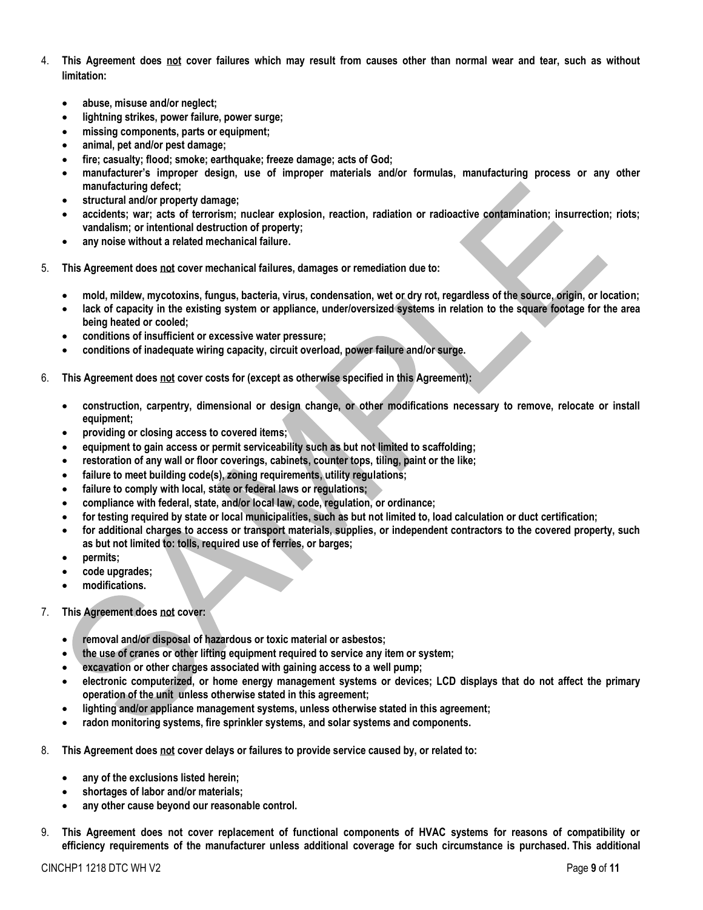4. **This Agreement does not cover failures which may result from causes other than normal wear and tear, such as without limitation:**

    - **abuse, misuse and/or neglect;**
    - **lightning strikes, power failure, power surge;**
    - **missing components, parts or equipment;**
    - **animal, pet and/or pest damage;**
    - **fire; casualty; flood; smoke; earthquake; freeze damage; acts of God;**
    - **manufacturer's improper design, use of improper materials and/or formulas, manufacturing process or any other manufacturing defect;**
    - **structural and/or property damage;**
    - **accidents; war; acts of terrorism; nuclear explosion, reaction, radiation or radioactive contamination; insurrection; riots; vandalism; or intentional destruction of property;**
    - **any noise without a related mechanical failure.**

5. **This Agreement does not cover mechanical failures, damages or remediation due to:**

    - **mold, mildew, mycotoxins, fungus, bacteria, virus, condensation, wet or dry rot, regardless of the source, origin, or location;**
    - **lack of capacity in the existing system or appliance, under/oversized systems in relation to the square footage for the area being heated or cooled;**
    - **conditions of insufficient or excessive water pressure;**
    - **conditions of inadequate wiring capacity, circuit overload, power failure and/or surge.**

6. **This Agreement does not cover costs for (except as otherwise specified in this Agreement):**

    - **construction, carpentry, dimensional or design change, or other modifications necessary to remove, relocate or install equipment;**
    - **providing or closing access to covered items;**
    - **equipment to gain access or permit serviceability such as but not limited to scaffolding;**
    - **restoration of any wall or floor coverings, cabinets, counter tops, tiling, paint or the like;**
    - **failure to meet building code(s), zoning requirements, utility regulations;**
    - **failure to comply with local, state or federal laws or regulations;**
    - **compliance with federal, state, and/or local law, code, regulation, or ordinance;**
    - **for testing required by state or local municipalities, such as but not limited to, load calculation or duct certification;**
    - **for additional charges to access or transport materials, supplies, or independent contractors to the covered property, such as but not limited to: tolls, required use of ferries, or barges;**
    - **permits;**
    - **code upgrades;**
    - **modifications.**

7. **This Agreement does not cover:**

    - **removal and/or disposal of hazardous or toxic material or asbestos;**
    - **the use of cranes or other lifting equipment required to service any item or system;**
    - **excavation or other charges associated with gaining access to a well pump;**
    - **electronic computerized, or home energy management systems or devices; LCD displays that do not affect the primary operation of the unit unless otherwise stated in this agreement;**
    - **lighting and/or appliance management systems, unless otherwise stated in this agreement;**
    - **radon monitoring systems, fire sprinkler systems, and solar systems and components.**

8. **This Agreement does not cover delays or failures to provide service caused by, or related to:**

    - **any of the exclusions listed herein;**
    - **shortages of labor and/or materials;**
    - **any other cause beyond our reasonable control.**

9. **This Agreement does not cover replacement of functional components of HVAC systems for reasons of compatibility or efficiency requirements of the manufacturer unless additional coverage for such circumstance is purchased. This additional**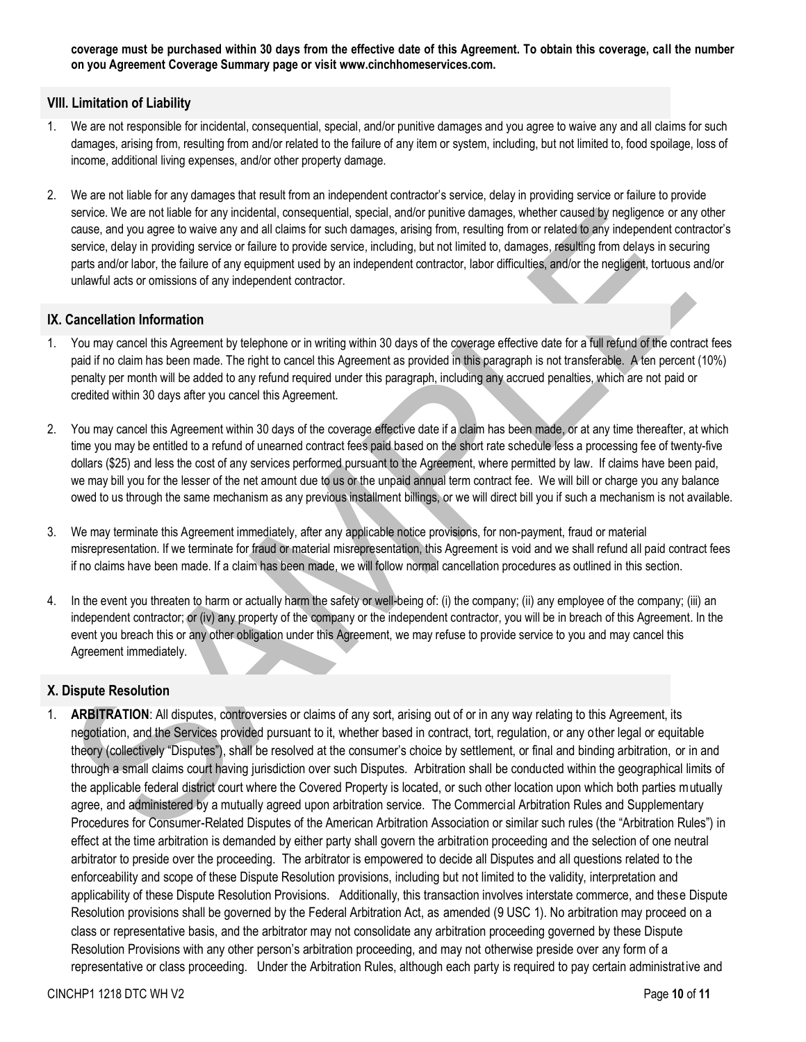**coverage must be purchased within 30 days from the effective date of this Agreement. To obtain this coverage, call the number on you Agreement Coverage Summary page or visit www.cinchhomeservices.com.**

## VIII. Limitation of Liability

1. We are not responsible for incidental, consequential, special, and/or punitive damages and you agree to waive any and all claims for such damages, arising from, resulting from and/or related to the failure of any item or system, including, but not limited to, food spoilage, loss of income, additional living expenses, and/or other property damage.

2. We are not liable for any damages that result from an independent contractor's service, delay in providing service or failure to provide service. We are not liable for any incidental, consequential, special, and/or punitive damages, whether caused by negligence or any other cause, and you agree to waive any and all claims for such damages, arising from, resulting from or related to any independent contractor's service, delay in providing service or failure to provide service, including, but not limited to, damages, resulting from delays in securing parts and/or labor, the failure of any equipment used by an independent contractor, labor difficulties, and/or the negligent, tortuous and/or unlawful acts or omissions of any independent contractor.

## IX. Cancellation Information

1. You may cancel this Agreement by telephone or in writing within 30 days of the coverage effective date for a full refund of the contract fees paid if no claim has been made. The right to cancel this Agreement as provided in this paragraph is not transferable. A ten percent (10%) penalty per month will be added to any refund required under this paragraph, including any accrued penalties, which are not paid or credited within 30 days after you cancel this Agreement.

2. You may cancel this Agreement within 30 days of the coverage effective date if a claim has been made, or at any time thereafter, at which time you may be entitled to a refund of unearned contract fees paid based on the short rate schedule less a processing fee of twenty-five dollars ($25) and less the cost of any services performed pursuant to the Agreement, where permitted by law. If claims have been paid, we may bill you for the lesser of the net amount due to us or the unpaid annual term contract fee. We will bill or charge you any balance owed to us through the same mechanism as any previous installment billings, or we will direct bill you if such a mechanism is not available.

3. We may terminate this Agreement immediately, after any applicable notice provisions, for non-payment, fraud or material misrepresentation. If we terminate for fraud or material misrepresentation, this Agreement is void and we shall refund all paid contract fees if no claims have been made. If a claim has been made, we will follow normal cancellation procedures as outlined in this section.

4. In the event you threaten to harm or actually harm the safety or well-being of: (i) the company; (ii) any employee of the company; (iii) an independent contractor; or (iv) any property of the company or the independent contractor, you will be in breach of this Agreement. In the event you breach this or any other obligation under this Agreement, we may refuse to provide service to you and may cancel this Agreement immediately.

## X. Dispute Resolution

1. **ARBITRATION**: All disputes, controversies or claims of any sort, arising out of or in any way relating to this Agreement, its negotiation, and the Services provided pursuant to it, whether based in contract, tort, regulation, or any other legal or equitable theory (collectively "Disputes"), shall be resolved at the consumer's choice by settlement, or final and binding arbitration, or in and through a small claims court having jurisdiction over such Disputes. Arbitration shall be conducted within the geographical limits of the applicable federal district court where the Covered Property is located, or such other location upon which both parties mutually agree, and administered by a mutually agreed upon arbitration service. The Commercial Arbitration Rules and Supplementary Procedures for Consumer-Related Disputes of the American Arbitration Association or similar such rules (the "Arbitration Rules") in effect at the time arbitration is demanded by either party shall govern the arbitration proceeding and the selection of one neutral arbitrator to preside over the proceeding. The arbitrator is empowered to decide all Disputes and all questions related to the enforceability and scope of these Dispute Resolution provisions, including but not limited to the validity, interpretation and applicability of these Dispute Resolution Provisions. Additionally, this transaction involves interstate commerce, and these Dispute Resolution provisions shall be governed by the Federal Arbitration Act, as amended (9 USC 1). No arbitration may proceed on a class or representative basis, and the arbitrator may not consolidate any arbitration proceeding governed by these Dispute Resolution Provisions with any other person's arbitration proceeding, and may not otherwise preside over any form of a representative or class proceeding. Under the Arbitration Rules, although each party is required to pay certain administrative and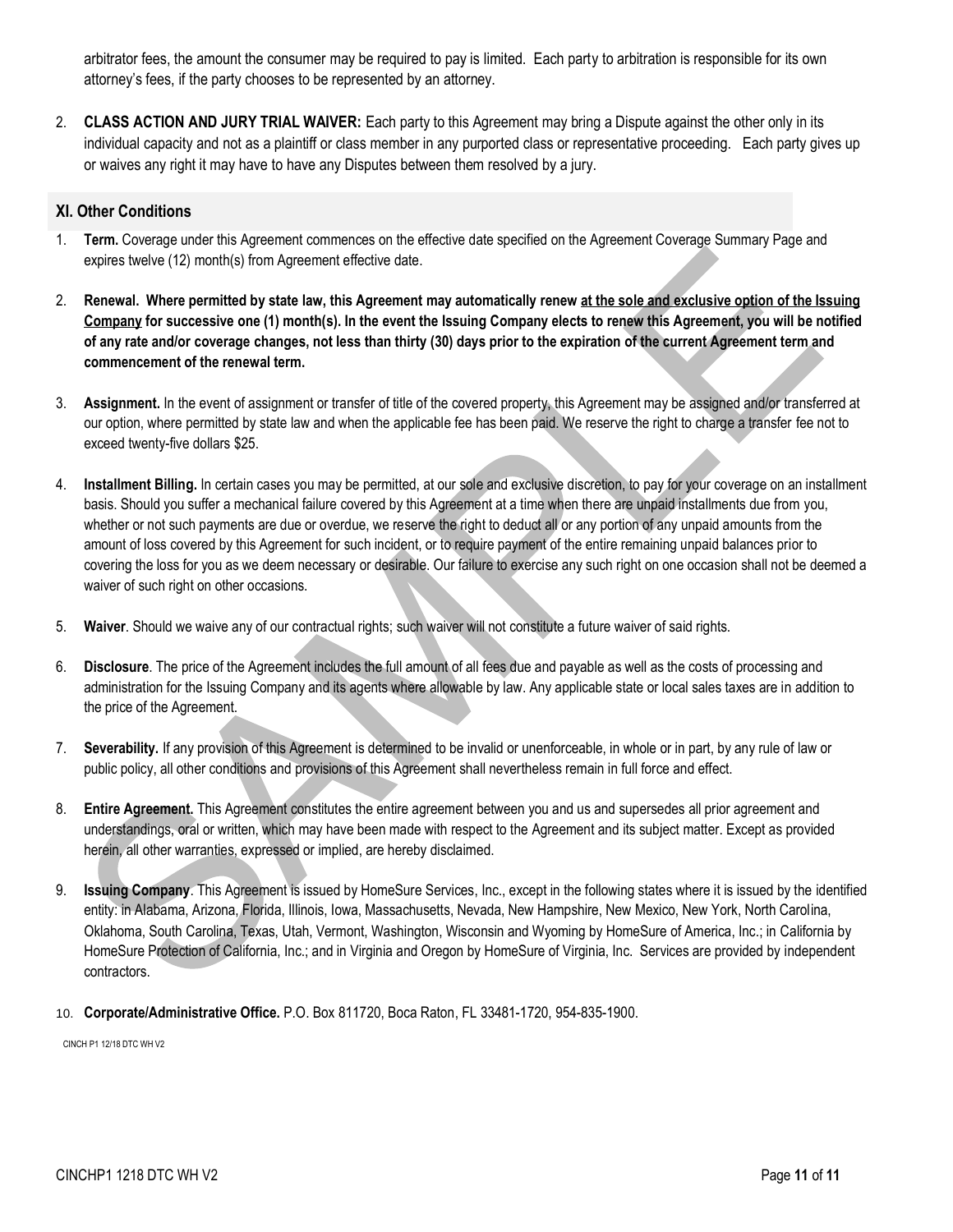arbitrator fees, the amount the consumer may be required to pay is limited. Each party to arbitration is responsible for its own attorney's fees, if the party chooses to be represented by an attorney.

2. **CLASS ACTION AND JURY TRIAL WAIVER:** Each party to this Agreement may bring a Dispute against the other only in its individual capacity and not as a plaintiff or class member in any purported class or representative proceeding. Each party gives up or waives any right it may have to have any Disputes between them resolved by a jury.

## XI. Other Conditions

1. **Term.** Coverage under this Agreement commences on the effective date specified on the Agreement Coverage Summary Page and expires twelve (12) month(s) from Agreement effective date.

2. **Renewal. Where permitted by state law, this Agreement may automatically renew <u>at the sole and exclusive option of the Issuing Company</u> for successive one (1) month(s). In the event the Issuing Company elects to renew this Agreement, you will be notified of any rate and/or coverage changes, not less than thirty (30) days prior to the expiration of the current Agreement term and commencement of the renewal term.**

3. **Assignment.** In the event of assignment or transfer of title of the covered property, this Agreement may be assigned and/or transferred at our option, where permitted by state law and when the applicable fee has been paid. We reserve the right to charge a transfer fee not to exceed twenty-five dollars $25.

4. **Installment Billing.** In certain cases you may be permitted, at our sole and exclusive discretion, to pay for your coverage on an installment basis. Should you suffer a mechanical failure covered by this Agreement at a time when there are unpaid installments due from you, whether or not such payments are due or overdue, we reserve the right to deduct all or any portion of any unpaid amounts from the amount of loss covered by this Agreement for such incident, or to require payment of the entire remaining unpaid balances prior to covering the loss for you as we deem necessary or desirable. Our failure to exercise any such right on one occasion shall not be deemed a waiver of such right on other occasions.

5. **Waiver**. Should we waive any of our contractual rights; such waiver will not constitute a future waiver of said rights.

6. **Disclosure**. The price of the Agreement includes the full amount of all fees due and payable as well as the costs of processing and administration for the Issuing Company and its agents where allowable by law. Any applicable state or local sales taxes are in addition to the price of the Agreement.

7. **Severability.** If any provision of this Agreement is determined to be invalid or unenforceable, in whole or in part, by any rule of law or public policy, all other conditions and provisions of this Agreement shall nevertheless remain in full force and effect.

8. **Entire Agreement.** This Agreement constitutes the entire agreement between you and us and supersedes all prior agreement and understandings, oral or written, which may have been made with respect to the Agreement and its subject matter. Except as provided herein, all other warranties, expressed or implied, are hereby disclaimed.

9. **Issuing Company**. This Agreement is issued by HomeSure Services, Inc., except in the following states where it is issued by the identified entity: in Alabama, Arizona, Florida, Illinois, Iowa, Massachusetts, Nevada, New Hampshire, New Mexico, New York, North Carolina, Oklahoma, South Carolina, Texas, Utah, Vermont, Washington, Wisconsin and Wyoming by HomeSure of America, Inc.; in California by HomeSure Protection of California, Inc.; and in Virginia and Oregon by HomeSure of Virginia, Inc. Services are provided by independent contractors.

10. **Corporate/Administrative Office.** P.O. Box 811720, Boca Raton, FL 33481-1720, 954-835-1900.

CINCH P1 12/18 DTC WH V2